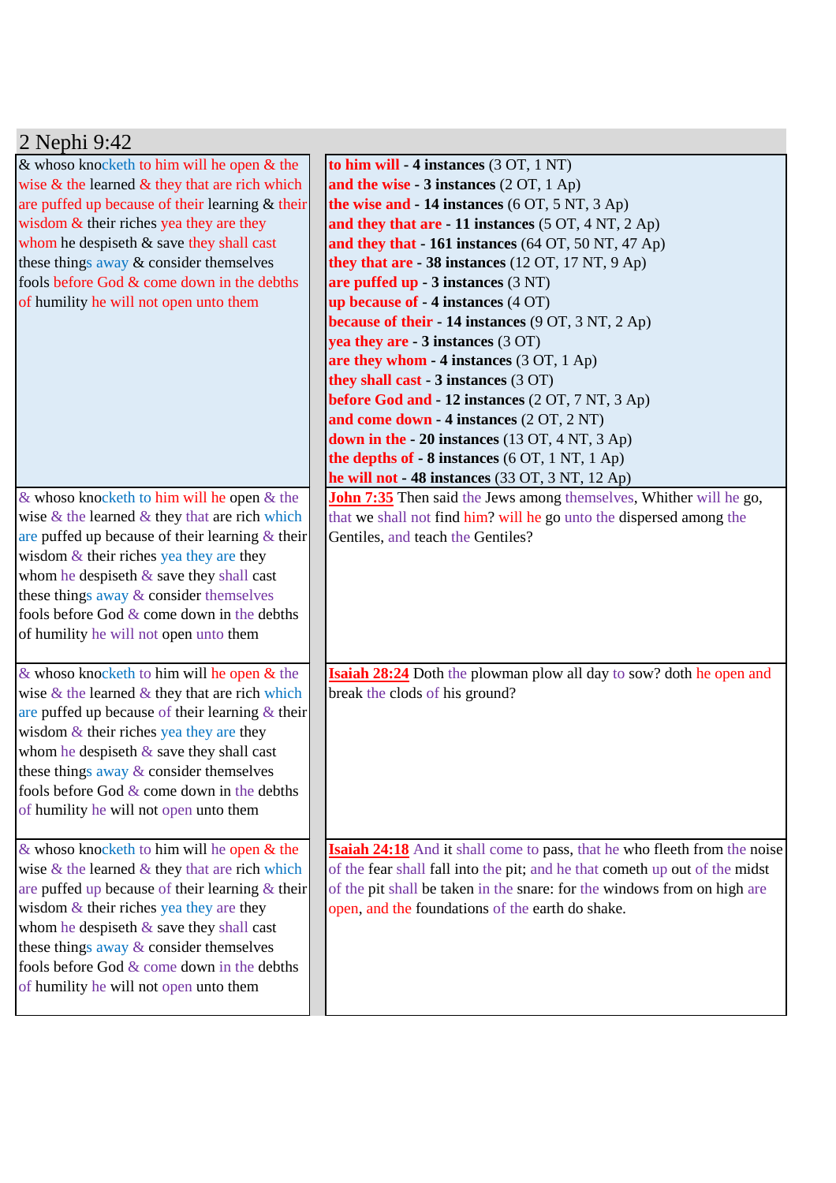## 2 Nephi 9:42

| | |
|---|---|
| & whoso knocketh to him will he open & the wise & the learned & they that are rich which are puffed up because of their learning & their wisdom & their riches yea they are they whom he despiseth & save they shall cast these things away & consider themselves fools before God & come down in the debths of humility he will not open unto them | **to him will** - **4 instances** (3 OT, 1 NT)<br>**and the wise** - **3 instances** (2 OT, 1 Ap)<br>**the wise and** - **14 instances** (6 OT, 5 NT, 3 Ap)<br>**and they that are** - **11 instances** (5 OT, 4 NT, 2 Ap)<br>**and they that** - **161 instances** (64 OT, 50 NT, 47 Ap)<br>**they that are** - **38 instances** (12 OT, 17 NT, 9 Ap)<br>**are puffed up** - **3 instances** (3 NT)<br>**up because of** - **4 instances** (4 OT)<br>**because of their** - **14 instances** (9 OT, 3 NT, 2 Ap)<br>**yea they are** - **3 instances** (3 OT)<br>**are they whom** - **4 instances** (3 OT, 1 Ap)<br>**they shall cast** - **3 instances** (3 OT)<br>**before God and** - **12 instances** (2 OT, 7 NT, 3 Ap)<br>**and come down** - **4 instances** (2 OT, 2 NT)<br>**down in the** - **20 instances** (13 OT, 4 NT, 3 Ap)<br>**the depths of** - **8 instances** (6 OT, 1 NT, 1 Ap)<br>**he will not** - **48 instances** (33 OT, 3 NT, 12 Ap) |
| & whoso knocketh to him will he open & the wise & the learned & they that are rich which are puffed up because of their learning & their wisdom & their riches yea they are they whom he despiseth & save they shall cast these things away & consider themselves fools before God & come down in the debths of humility he will not open unto them | **John 7:35** Then said the Jews among themselves, Whither will he go, that we shall not find him? will he go unto the dispersed among the Gentiles, and teach the Gentiles? |
| & whoso knocketh to him will he open & the wise & the learned & they that are rich which are puffed up because of their learning & their wisdom & their riches yea they are they whom he despiseth & save they shall cast these things away & consider themselves fools before God & come down in the debths of humility he will not open unto them | **Isaiah 28:24** Doth the plowman plow all day to sow? doth he open and break the clods of his ground? |
| & whoso knocketh to him will he open & the wise & the learned & they that are rich which are puffed up because of their learning & their wisdom & their riches yea they are they whom he despiseth & save they shall cast these things away & consider themselves fools before God & come down in the debths of humility he will not open unto them | **Isaiah 24:18** And it shall come to pass, that he who fleeth from the noise of the fear shall fall into the pit; and he that cometh up out of the midst of the pit shall be taken in the snare: for the windows from on high are open, and the foundations of the earth do shake. |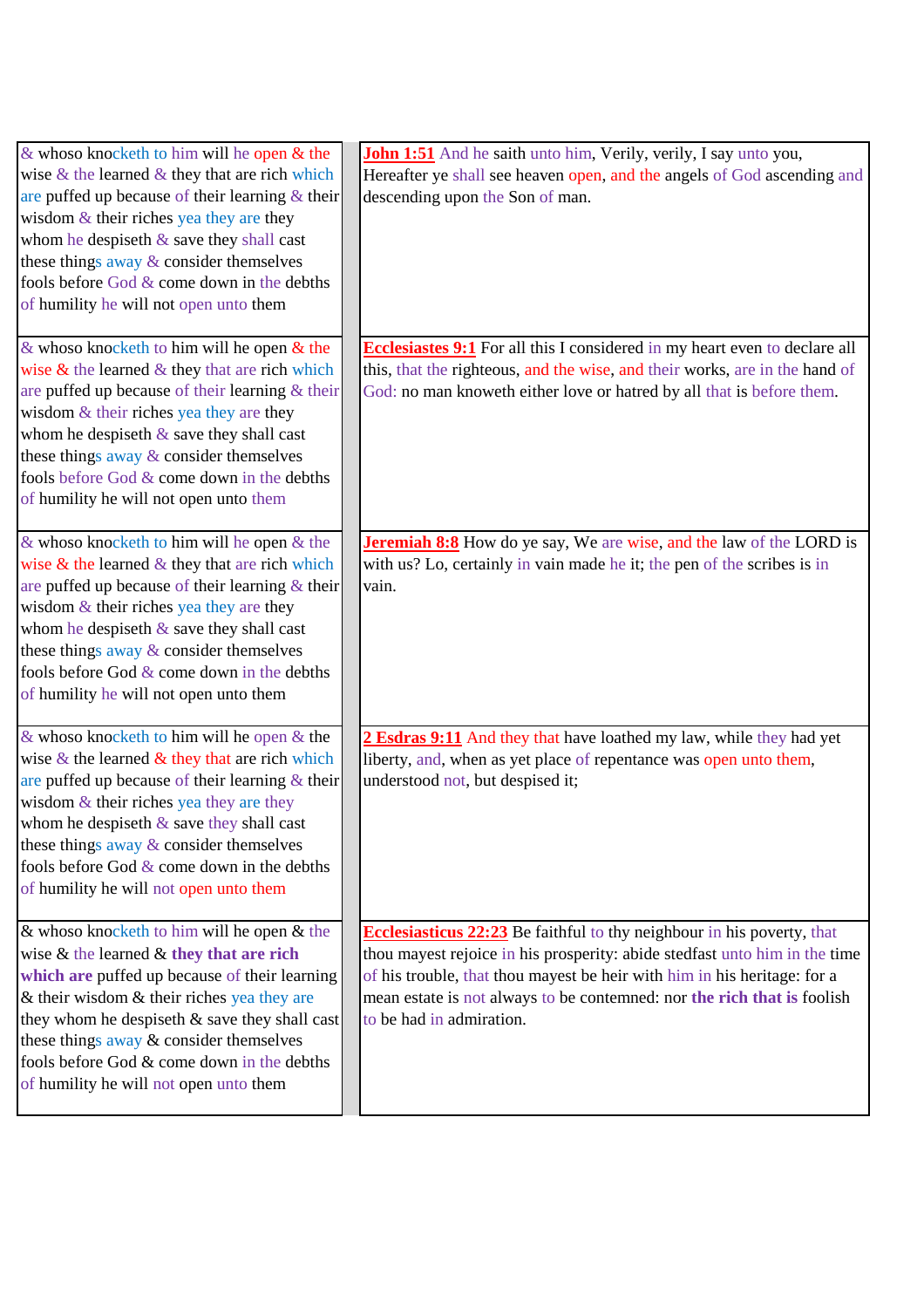| | |
|---|---|
| & whoso knocketh to him will he open & the wise & the learned & they that are rich which are puffed up because of their learning & their wisdom & their riches yea they are they whom he despiseth & save they shall cast these things away & consider themselves fools before God & come down in the debths of humility he will not open unto them | **John 1:51** And he saith unto him, Verily, verily, I say unto you, Hereafter ye shall see heaven open, and the angels of God ascending and descending upon the Son of man. |
| & whoso knocketh to him will he open & the wise & the learned & they that are rich which are puffed up because of their learning & their wisdom & their riches yea they are they whom he despiseth & save they shall cast these things away & consider themselves fools before God & come down in the debths of humility he will not open unto them | **Ecclesiastes 9:1** For all this I considered in my heart even to declare all this, that the righteous, and the wise, and their works, are in the hand of God: no man knoweth either love or hatred by all that is before them. |
| & whoso knocketh to him will he open & the wise & the learned & they that are rich which are puffed up because of their learning & their wisdom & their riches yea they are they whom he despiseth & save they shall cast these things away & consider themselves fools before God & come down in the debths of humility he will not open unto them | **Jeremiah 8:8** How do ye say, We are wise, and the law of the LORD is with us? Lo, certainly in vain made he it; the pen of the scribes is in vain. |
| & whoso knocketh to him will he open & the wise & the learned & they that are rich which are puffed up because of their learning & their wisdom & their riches yea they are they whom he despiseth & save they shall cast these things away & consider themselves fools before God & come down in the debths of humility he will not open unto them | **2 Esdras 9:11** And they that have loathed my law, while they had yet liberty, and, when as yet place of repentance was open unto them, understood not, but despised it; |
| & whoso knocketh to him will he open & the wise & the learned & **they that are rich which are** puffed up because of their learning & their wisdom & their riches yea they are they whom he despiseth & save they shall cast these things away & consider themselves fools before God & come down in the debths of humility he will not open unto them | **Ecclesiasticus 22:23** Be faithful to thy neighbour in his poverty, that thou mayest rejoice in his prosperity: abide stedfast unto him in the time of his trouble, that thou mayest be heir with him in his heritage: for a mean estate is not always to be contemned: nor **the rich that is** foolish to be had in admiration. |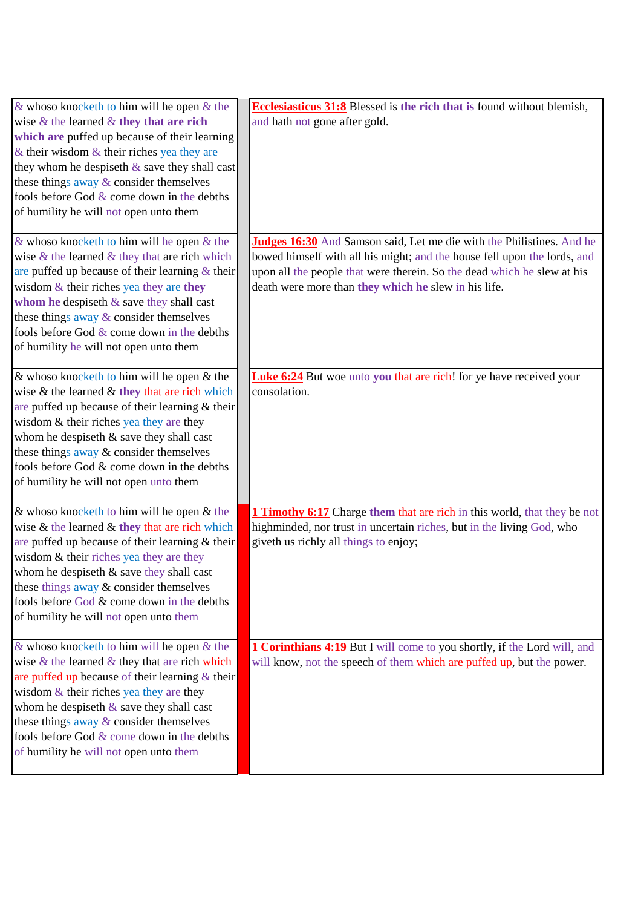| & whoso knocketh to him will he open & the wise & the learned & **they that are rich which are** puffed up because of their learning & their wisdom & their riches yea they are they whom he despiseth & save they shall cast these things away & consider themselves fools before God & come down in the debths of humility he will not open unto them | | **Ecclesiasticus 31:8** Blessed is **the rich that is** found without blemish, and hath not gone after gold. |
|---|---|---|
| & whoso knocketh to him will he open & the wise & the learned & they that are rich which are puffed up because of their learning & their wisdom & their riches yea they are **they whom he** despiseth & save they shall cast these things away & consider themselves fools before God & come down in the debths of humility he will not open unto them | | **Judges 16:30** And Samson said, Let me die with the Philistines. And he bowed himself with all his might; and the house fell upon the lords, and upon all the people that were therein. So the dead which he slew at his death were more than **they which he** slew in his life. |
| & whoso knocketh to him will he open & the wise & the learned & **they** that are rich which are puffed up because of their learning & their wisdom & their riches yea they are they whom he despiseth & save they shall cast these things away & consider themselves fools before God & come down in the debths of humility he will not open unto them | | **Luke 6:24** But woe unto **you** that are rich! for ye have received your consolation. |
| & whoso knocketh to him will he open & the wise & the learned & **they** that are rich which are puffed up because of their learning & their wisdom & their riches yea they are they whom he despiseth & save they shall cast these things away & consider themselves fools before God & come down in the debths of humility he will not open unto them | | **1 Timothy 6:17** Charge **them** that are rich in this world, that they be not highminded, nor trust in uncertain riches, but in the living God, who giveth us richly all things to enjoy; |
| & whoso knocketh to him will he open & the wise & the learned & they that are rich which are puffed up because of their learning & their wisdom & their riches yea they are they whom he despiseth & save they shall cast these things away & consider themselves fools before God & come down in the debths of humility he will not open unto them | | **1 Corinthians 4:19** But I will come to you shortly, if the Lord will, and will know, not the speech of them which are puffed up, but the power. |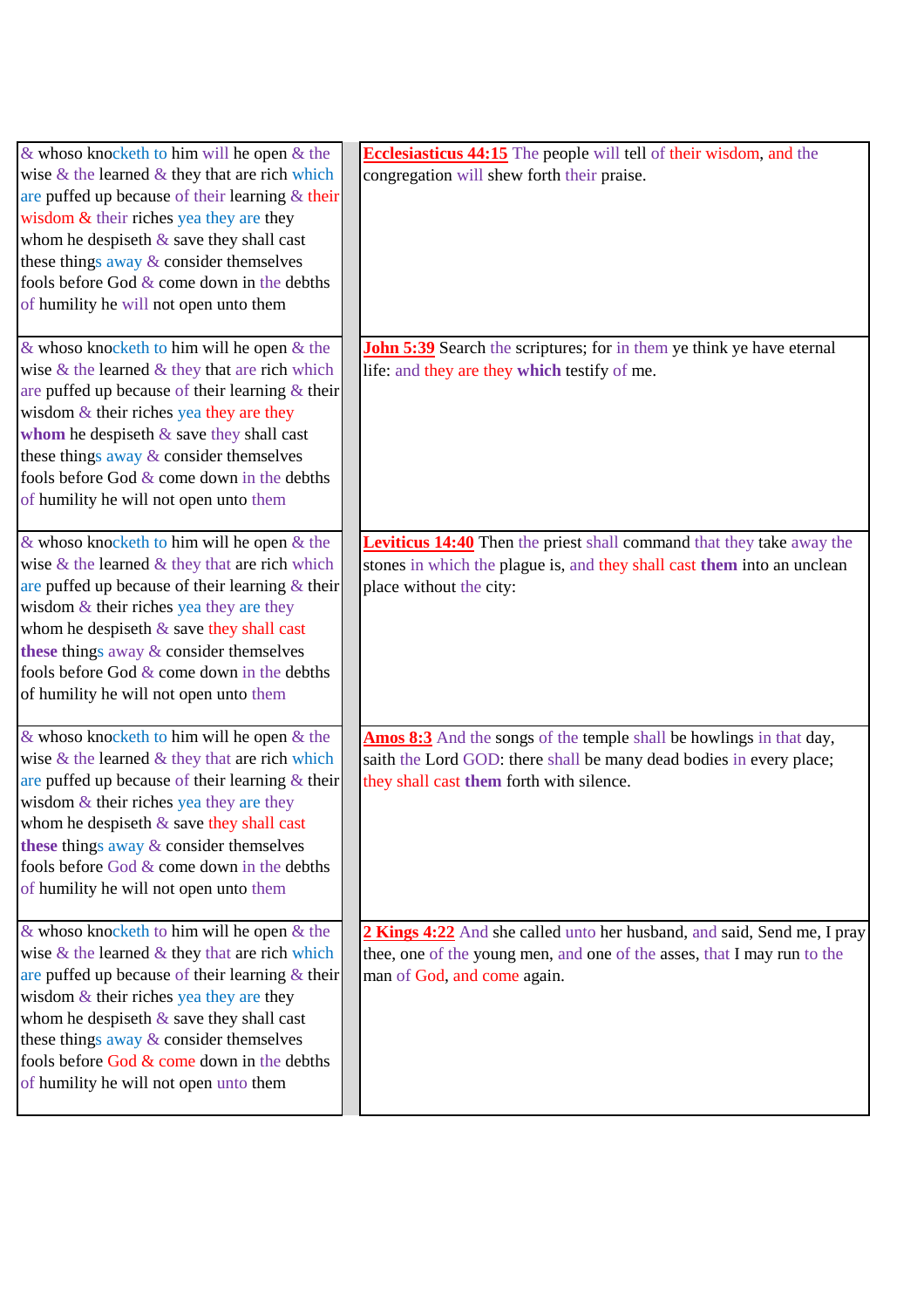| | |
|---|---|
| & whoso knocketh to him will he open & the wise & the learned & they that are rich which are puffed up because of their learning & their wisdom & their riches yea they are they whom he despiseth & save they shall cast these things away & consider themselves fools before God & come down in the debths of humility he will not open unto them | **Ecclesiasticus 44:15** The people will tell of their wisdom, and the congregation will shew forth their praise. |
| & whoso knocketh to him will he open & the wise & the learned & they that are rich which are puffed up because of their learning & their wisdom & their riches yea they are they **whom** he despiseth & save they shall cast these things away & consider themselves fools before God & come down in the debths of humility he will not open unto them | **John 5:39** Search the scriptures; for in them ye think ye have eternal life: and they are they **which** testify of me. |
| & whoso knocketh to him will he open & the wise & the learned & they that are rich which are puffed up because of their learning & their wisdom & their riches yea they are they whom he despiseth & save they shall cast **these** things away & consider themselves fools before God & come down in the debths of humility he will not open unto them | **Leviticus 14:40** Then the priest shall command that they take away the stones in which the plague is, and they shall cast **them** into an unclean place without the city: |
| & whoso knocketh to him will he open & the wise & the learned & they that are rich which are puffed up because of their learning & their wisdom & their riches yea they are they whom he despiseth & save they shall cast **these** things away & consider themselves fools before God & come down in the debths of humility he will not open unto them | **Amos 8:3** And the songs of the temple shall be howlings in that day, saith the Lord GOD: there shall be many dead bodies in every place; they shall cast **them** forth with silence. |
| & whoso knocketh to him will he open & the wise & the learned & they that are rich which are puffed up because of their learning & their wisdom & their riches yea they are they whom he despiseth & save they shall cast these things away & consider themselves fools before God & come down in the debths of humility he will not open unto them | **2 Kings 4:22** And she called unto her husband, and said, Send me, I pray thee, one of the young men, and one of the asses, that I may run to the man of God, and come again. |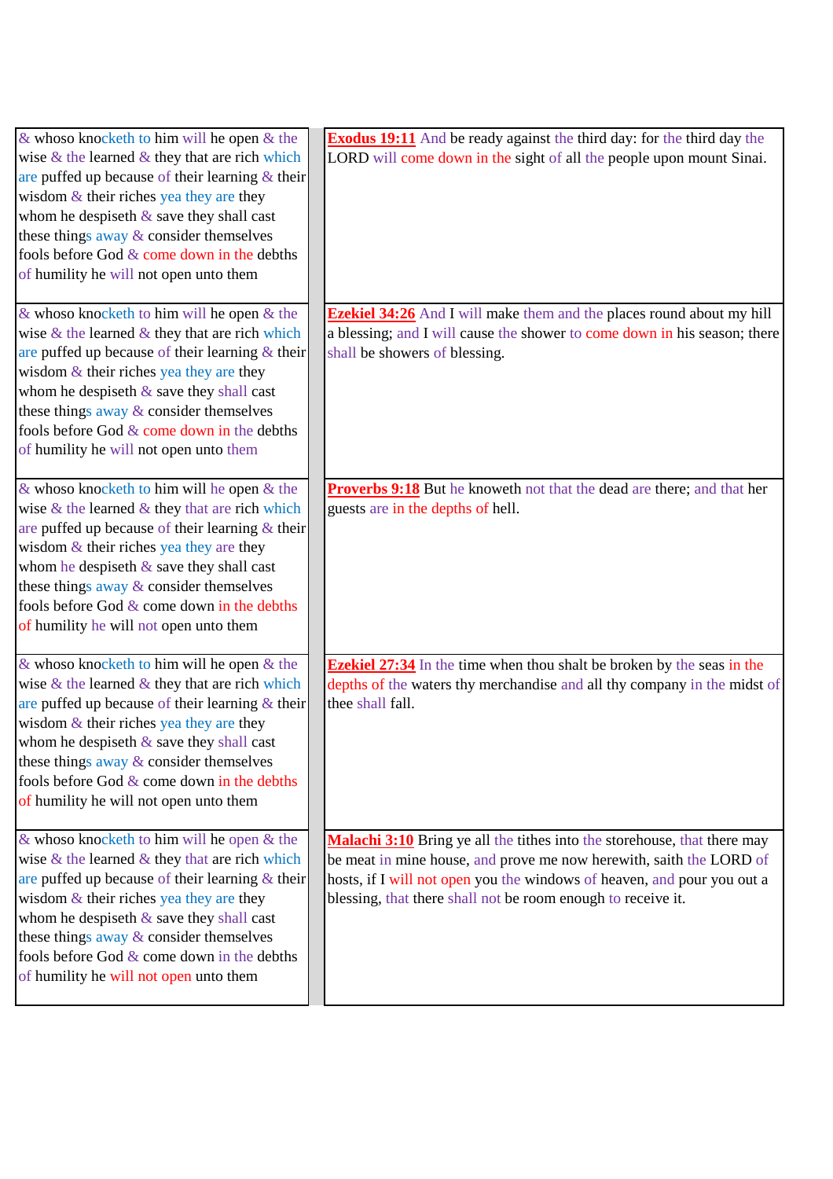| | |
|---|---|
| & whoso knocketh to him will he open & the wise & the learned & they that are rich which are puffed up because of their learning & their wisdom & their riches yea they are they whom he despiseth & save they shall cast these things away & consider themselves fools before God & come down in the debths of humility he will not open unto them | **Exodus 19:11** And be ready against the third day: for the third day the LORD will come down in the sight of all the people upon mount Sinai. |
| & whoso knocketh to him will he open & the wise & the learned & they that are rich which are puffed up because of their learning & their wisdom & their riches yea they are they whom he despiseth & save they shall cast these things away & consider themselves fools before God & come down in the debths of humility he will not open unto them | **Ezekiel 34:26** And I will make them and the places round about my hill a blessing; and I will cause the shower to come down in his season; there shall be showers of blessing. |
| & whoso knocketh to him will he open & the wise & the learned & they that are rich which are puffed up because of their learning & their wisdom & their riches yea they are they whom he despiseth & save they shall cast these things away & consider themselves fools before God & come down in the debths of humility he will not open unto them | **Proverbs 9:18** But he knoweth not that the dead are there; and that her guests are in the depths of hell. |
| & whoso knocketh to him will he open & the wise & the learned & they that are rich which are puffed up because of their learning & their wisdom & their riches yea they are they whom he despiseth & save they shall cast these things away & consider themselves fools before God & come down in the debths of humility he will not open unto them | **Ezekiel 27:34** In the time when thou shalt be broken by the seas in the depths of the waters thy merchandise and all thy company in the midst of thee shall fall. |
| & whoso knocketh to him will he open & the wise & the learned & they that are rich which are puffed up because of their learning & their wisdom & their riches yea they are they whom he despiseth & save they shall cast these things away & consider themselves fools before God & come down in the debths of humility he will not open unto them | **Malachi 3:10** Bring ye all the tithes into the storehouse, that there may be meat in mine house, and prove me now herewith, saith the LORD of hosts, if I will not open you the windows of heaven, and pour you out a blessing, that there shall not be room enough to receive it. |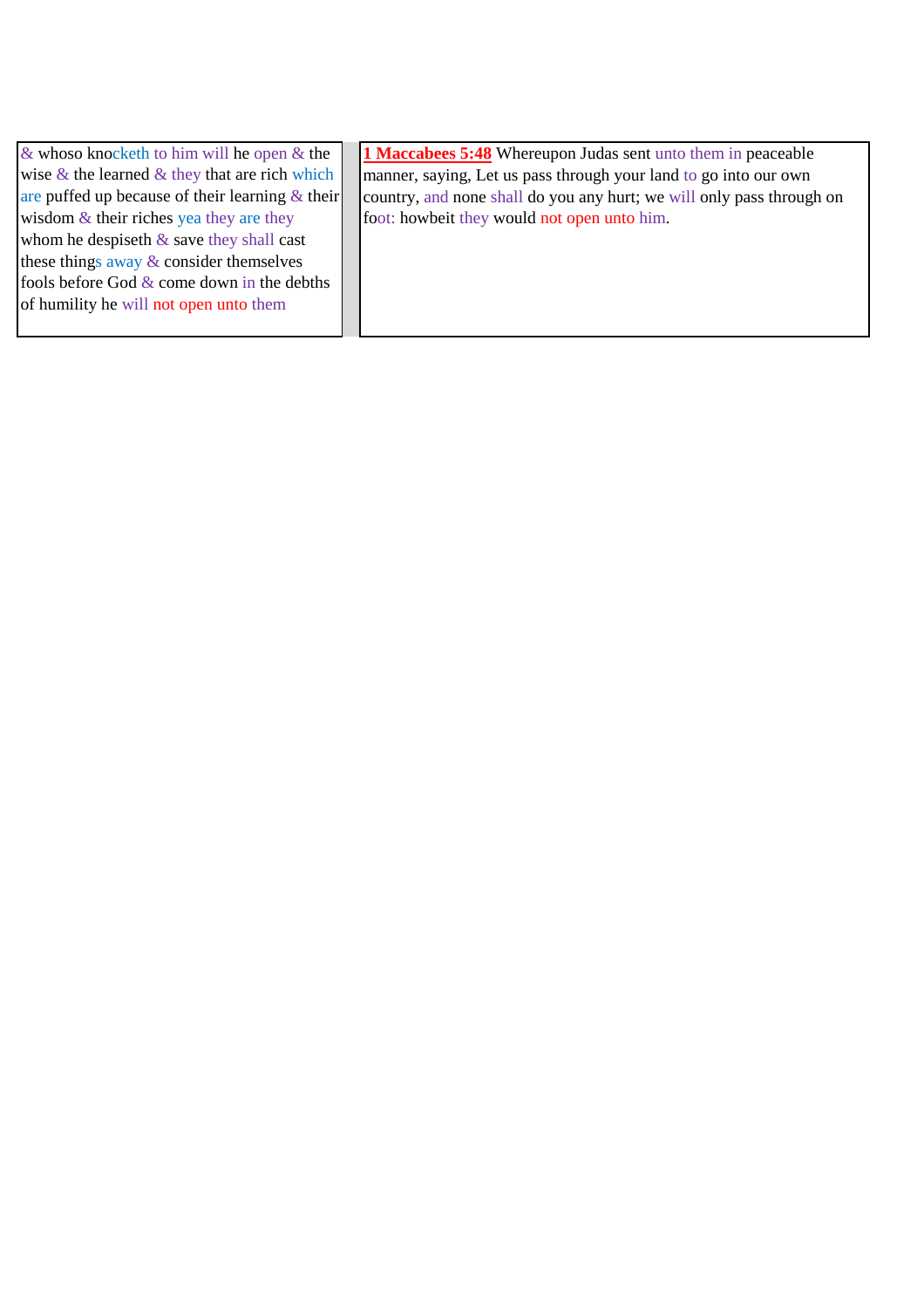| | |
|---|---|
| & whoso knocketh to him will he open & the wise & the learned & they that are rich which are puffed up because of their learning & their wisdom & their riches yea they are they whom he despiseth & save they shall cast these things away & consider themselves fools before God & come down in the debths of humility he will not open unto them | **1 Maccabees 5:48** Whereupon Judas sent unto them in peaceable manner, saying, Let us pass through your land to go into our own country, and none shall do you any hurt; we will only pass through on foot: howbeit they would not open unto him. |